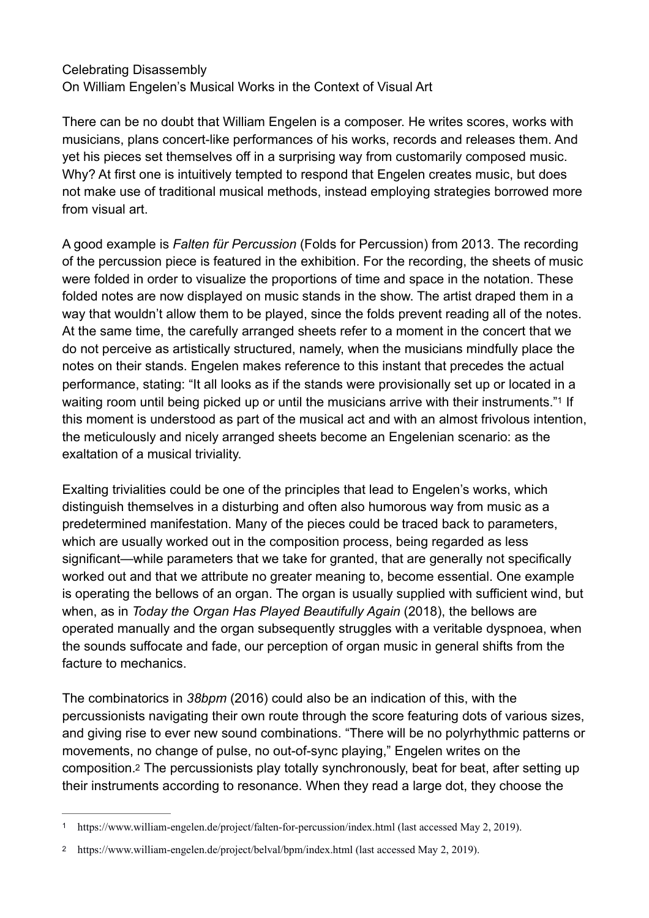# Celebrating Disassembly

## On William Engelen's Musical Works in the Context of Visual Art

There can be no doubt that William Engelen is a composer. He writes scores, works with musicians, plans concert-like performances of his works, records and releases them. And yet his pieces set themselves off in a surprising way from customarily composed music. Why? At first one is intuitively tempted to respond that Engelen creates music, but does not make use of traditional musical methods, instead employing strategies borrowed more from visual art.

A good example is *Falten für Percussion* (Folds for Percussion) from 2013. The recording of the percussion piece is featured in the exhibition. For the recording, the sheets of music were folded in order to visualize the proportions of time and space in the notation. These folded notes are now displayed on music stands in the show. The artist draped them in a way that wouldn't allow them to be played, since the folds prevent reading all of the notes. At the same time, the carefully arranged sheets refer to a moment in the concert that we do not perceive as artistically structured, namely, when the musicians mindfully place the notes on their stands. Engelen makes reference to this instant that precedes the actual performance, stating: "It all looks as if the stands were provisionally set up or located in a waiting room until being picked up or until the musicians arrive with their instruments."[1] If this moment is understood as part of the musical act and with an almost frivolous intention, the meticulously and nicely arranged sheets become an Engelenian scenario: as the exaltation of a musical triviality.

Exalting trivialities could be one of the principles that lead to Engelen's works, which distinguish themselves in a disturbing and often also humorous way from music as a predetermined manifestation. Many of the pieces could be traced back to parameters, which are usually worked out in the composition process, being regarded as less significant—while parameters that we take for granted, that are generally not specifically worked out and that we attribute no greater meaning to, become essential. One example is operating the bellows of an organ. The organ is usually supplied with sufficient wind, but when, as in *Today the Organ Has Played Beautifully Again* (2018), the bellows are operated manually and the organ subsequently struggles with a veritable dyspnoea, when the sounds suffocate and fade, our perception of organ music in general shifts from the facture to mechanics.

The combinatorics in *38bpm* (2016) could also be an indication of this, with the percussionists navigating their own route through the score featuring dots of various sizes, and giving rise to ever new sound combinations. "There will be no polyrhythmic patterns or movements, no change of pulse, no out-of-sync playing," Engelen writes on the composition.[2] The percussionists play totally synchronously, beat for beat, after setting up their instruments according to resonance. When they read a large dot, they choose the

---

[1] https://www.william-engelen.de/project/falten-for-percussion/index.html (last accessed May 2, 2019).

[2] https://www.william-engelen.de/project/belval/bpm/index.html (last accessed May 2, 2019).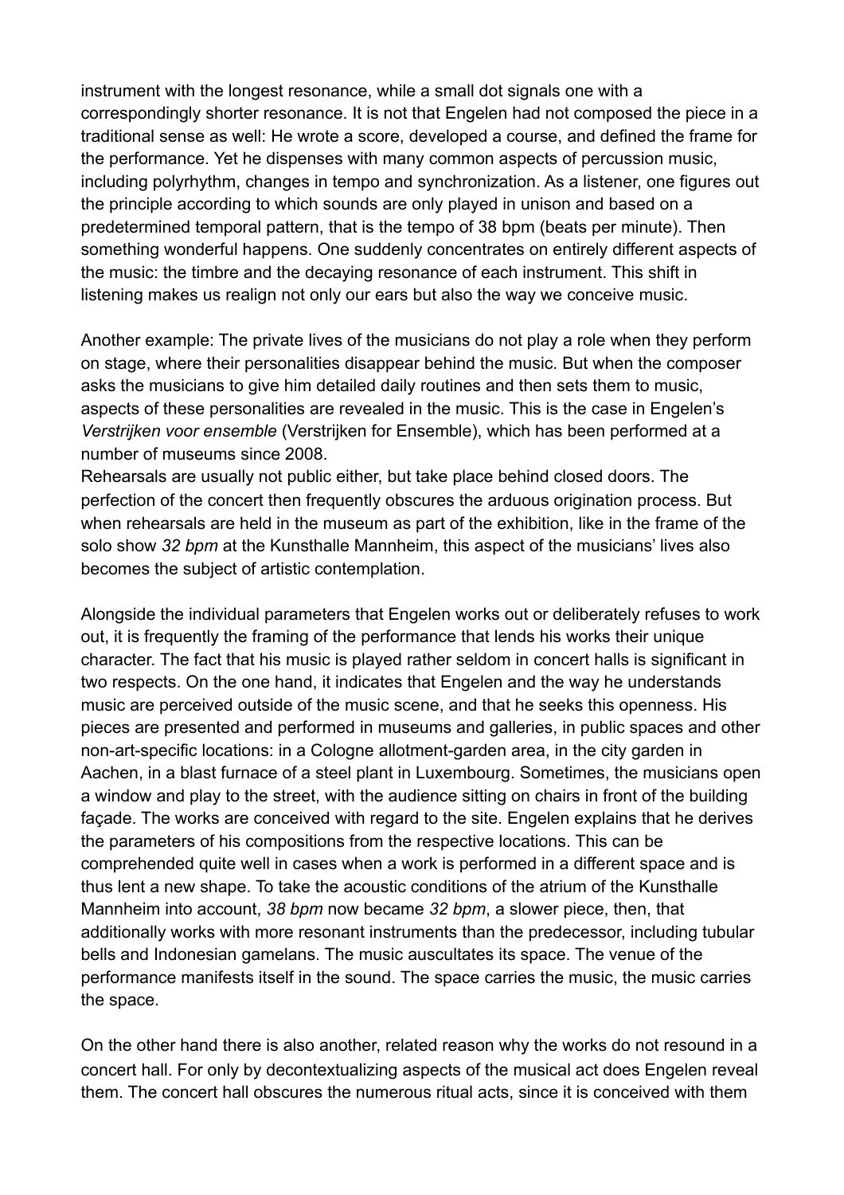instrument with the longest resonance, while a small dot signals one with a correspondingly shorter resonance. It is not that Engelen had not composed the piece in a traditional sense as well: He wrote a score, developed a course, and defined the frame for the performance. Yet he dispenses with many common aspects of percussion music, including polyrhythm, changes in tempo and synchronization. As a listener, one figures out the principle according to which sounds are only played in unison and based on a predetermined temporal pattern, that is the tempo of 38 bpm (beats per minute). Then something wonderful happens. One suddenly concentrates on entirely different aspects of the music: the timbre and the decaying resonance of each instrument. This shift in listening makes us realign not only our ears but also the way we conceive music.

Another example: The private lives of the musicians do not play a role when they perform on stage, where their personalities disappear behind the music. But when the composer asks the musicians to give him detailed daily routines and then sets them to music, aspects of these personalities are revealed in the music. This is the case in Engelen's *Verstrijken voor ensemble* (Verstrijken for Ensemble), which has been performed at a number of museums since 2008.
Rehearsals are usually not public either, but take place behind closed doors. The perfection of the concert then frequently obscures the arduous origination process. But when rehearsals are held in the museum as part of the exhibition, like in the frame of the solo show *32 bpm* at the Kunsthalle Mannheim, this aspect of the musicians' lives also becomes the subject of artistic contemplation.

Alongside the individual parameters that Engelen works out or deliberately refuses to work out, it is frequently the framing of the performance that lends his works their unique character. The fact that his music is played rather seldom in concert halls is significant in two respects. On the one hand, it indicates that Engelen and the way he understands music are perceived outside of the music scene, and that he seeks this openness. His pieces are presented and performed in museums and galleries, in public spaces and other non-art-specific locations: in a Cologne allotment-garden area, in the city garden in Aachen, in a blast furnace of a steel plant in Luxembourg. Sometimes, the musicians open a window and play to the street, with the audience sitting on chairs in front of the building façade. The works are conceived with regard to the site. Engelen explains that he derives the parameters of his compositions from the respective locations. This can be comprehended quite well in cases when a work is performed in a different space and is thus lent a new shape. To take the acoustic conditions of the atrium of the Kunsthalle Mannheim into account, *38 bpm* now became *32 bpm*, a slower piece, then, that additionally works with more resonant instruments than the predecessor, including tubular bells and Indonesian gamelans. The music auscultates its space. The venue of the performance manifests itself in the sound. The space carries the music, the music carries the space.

On the other hand there is also another, related reason why the works do not resound in a concert hall. For only by decontextualizing aspects of the musical act does Engelen reveal them. The concert hall obscures the numerous ritual acts, since it is conceived with them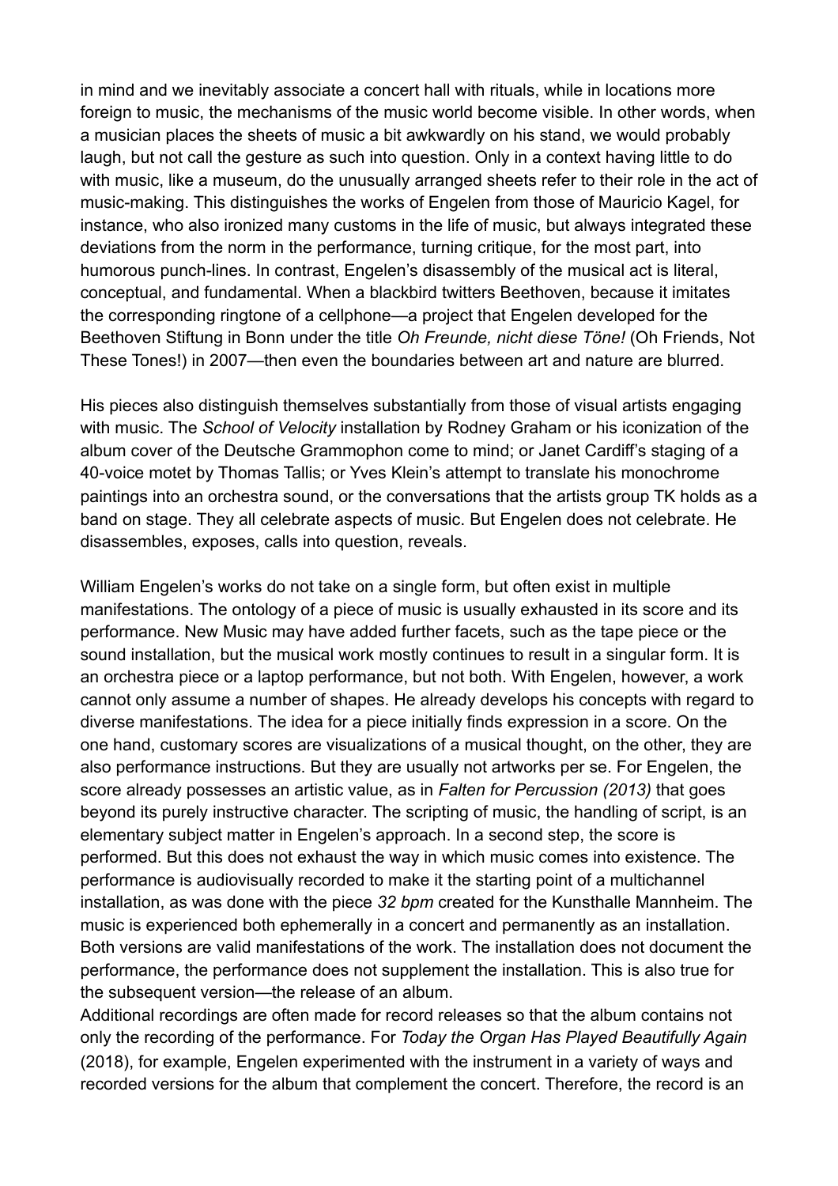in mind and we inevitably associate a concert hall with rituals, while in locations more foreign to music, the mechanisms of the music world become visible. In other words, when a musician places the sheets of music a bit awkwardly on his stand, we would probably laugh, but not call the gesture as such into question. Only in a context having little to do with music, like a museum, do the unusually arranged sheets refer to their role in the act of music-making. This distinguishes the works of Engelen from those of Mauricio Kagel, for instance, who also ironized many customs in the life of music, but always integrated these deviations from the norm in the performance, turning critique, for the most part, into humorous punch-lines. In contrast, Engelen's disassembly of the musical act is literal, conceptual, and fundamental. When a blackbird twitters Beethoven, because it imitates the corresponding ringtone of a cellphone—a project that Engelen developed for the Beethoven Stiftung in Bonn under the title *Oh Freunde, nicht diese Töne!* (Oh Friends, Not These Tones!) in 2007—then even the boundaries between art and nature are blurred.

His pieces also distinguish themselves substantially from those of visual artists engaging with music. The *School of Velocity* installation by Rodney Graham or his iconization of the album cover of the Deutsche Grammophon come to mind; or Janet Cardiff's staging of a 40-voice motet by Thomas Tallis; or Yves Klein's attempt to translate his monochrome paintings into an orchestra sound, or the conversations that the artists group TK holds as a band on stage. They all celebrate aspects of music. But Engelen does not celebrate. He disassembles, exposes, calls into question, reveals.

William Engelen's works do not take on a single form, but often exist in multiple manifestations. The ontology of a piece of music is usually exhausted in its score and its performance. New Music may have added further facets, such as the tape piece or the sound installation, but the musical work mostly continues to result in a singular form. It is an orchestra piece or a laptop performance, but not both. With Engelen, however, a work cannot only assume a number of shapes. He already develops his concepts with regard to diverse manifestations. The idea for a piece initially finds expression in a score. On the one hand, customary scores are visualizations of a musical thought, on the other, they are also performance instructions. But they are usually not artworks per se. For Engelen, the score already possesses an artistic value, as in *Falten for Percussion (2013)* that goes beyond its purely instructive character. The scripting of music, the handling of script, is an elementary subject matter in Engelen's approach. In a second step, the score is performed. But this does not exhaust the way in which music comes into existence. The performance is audiovisually recorded to make it the starting point of a multichannel installation, as was done with the piece *32 bpm* created for the Kunsthalle Mannheim. The music is experienced both ephemerally in a concert and permanently as an installation. Both versions are valid manifestations of the work. The installation does not document the performance, the performance does not supplement the installation. This is also true for the subsequent version—the release of an album.

Additional recordings are often made for record releases so that the album contains not only the recording of the performance. For *Today the Organ Has Played Beautifully Again* (2018), for example, Engelen experimented with the instrument in a variety of ways and recorded versions for the album that complement the concert. Therefore, the record is an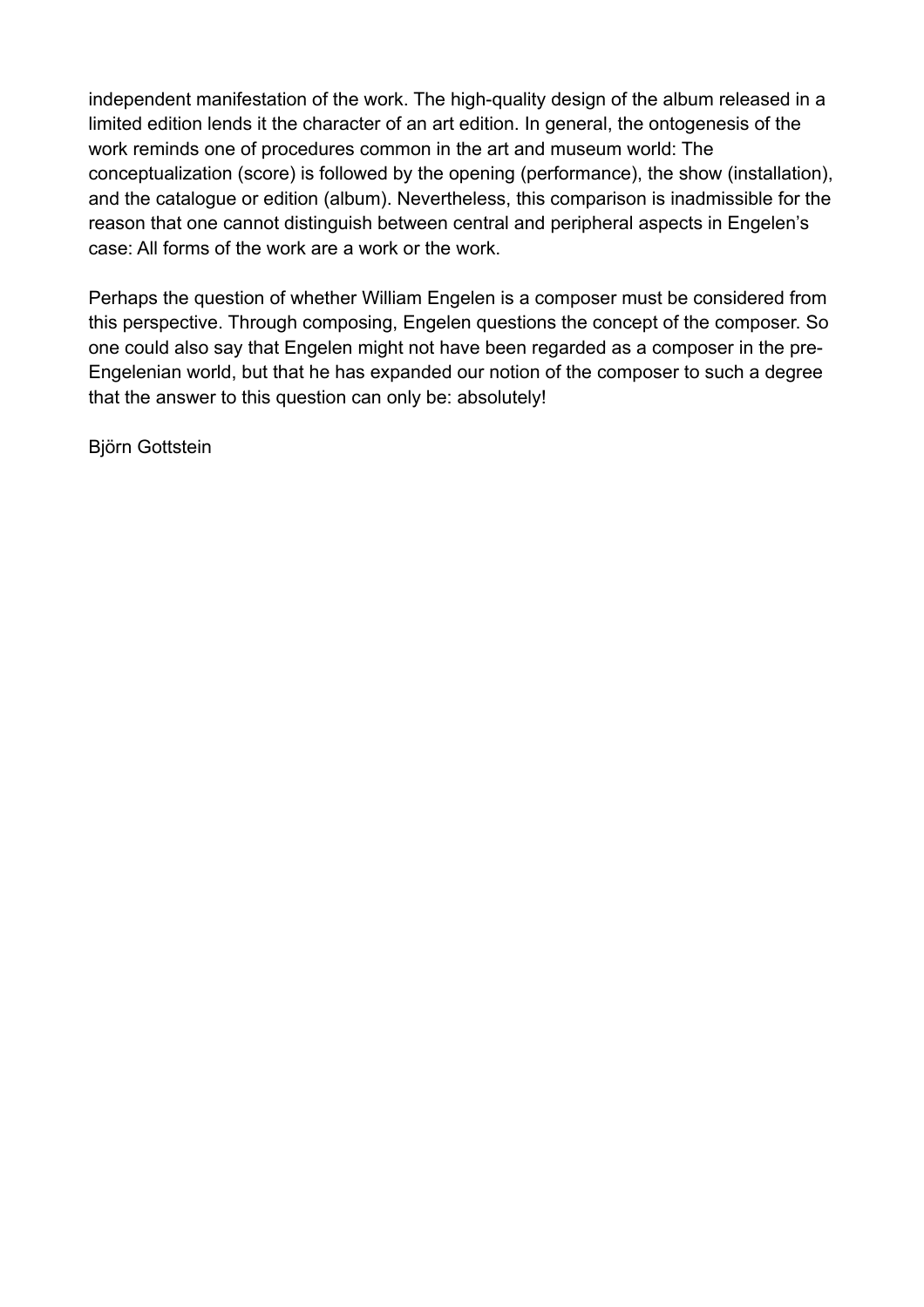independent manifestation of the work. The high-quality design of the album released in a limited edition lends it the character of an art edition. In general, the ontogenesis of the work reminds one of procedures common in the art and museum world: The conceptualization (score) is followed by the opening (performance), the show (installation), and the catalogue or edition (album). Nevertheless, this comparison is inadmissible for the reason that one cannot distinguish between central and peripheral aspects in Engelen's case: All forms of the work are a work or the work.

Perhaps the question of whether William Engelen is a composer must be considered from this perspective. Through composing, Engelen questions the concept of the composer. So one could also say that Engelen might not have been regarded as a composer in the pre-Engelenian world, but that he has expanded our notion of the composer to such a degree that the answer to this question can only be: absolutely!

Björn Gottstein